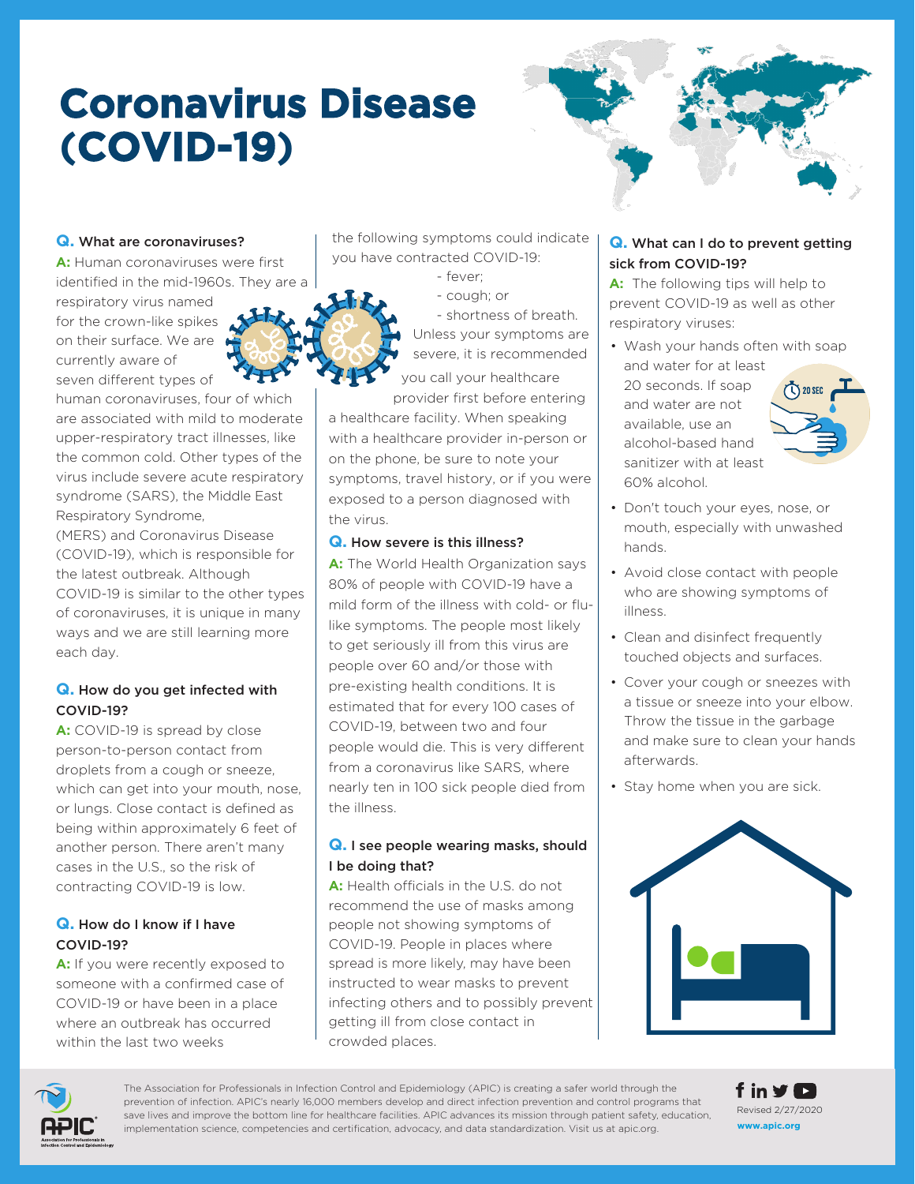# Coronavirus Disease (COVID-19)

**Q. What are coronaviruses?**

**A:** Human coronaviruses were first identified in the mid-1960s. They are a respiratory virus named for the crown-like spikes on their surface. We are currently aware of seven different types of human coronaviruses, four of which are associated with mild to moderate upper-respiratory tract illnesses, like the common cold. Other types of the virus include severe acute respiratory syndrome (SARS), the Middle East Respiratory Syndrome, (MERS) and Coronavirus Disease (COVID-19), which is responsible for the latest outbreak. Although COVID-19 is similar to the other types of coronaviruses, it is unique in many ways and we are still learning more each day.

**Q. How do you get infected with COVID-19?**

**A:** COVID-19 is spread by close person-to-person contact from droplets from a cough or sneeze, which can get into your mouth, nose, or lungs. Close contact is defined as being within approximately 6 feet of another person. There aren't many cases in the U.S., so the risk of contracting COVID-19 is low.

**Q. How do I know if I have COVID-19?**

**A:** If you were recently exposed to someone with a confirmed case of COVID-19 or have been in a place where an outbreak has occurred within the last two weeks the following symptoms could indicate you have contracted COVID-19:

- fever;
- cough; or
- shortness of breath.

Unless your symptoms are severe, it is recommended you call your healthcare provider first before entering a healthcare facility. When speaking with a healthcare provider in-person or on the phone, be sure to note your symptoms, travel history, or if you were exposed to a person diagnosed with the virus.

**Q. How severe is this illness?**

**A:** The World Health Organization says 80% of people with COVID-19 have a mild form of the illness with cold- or flu-like symptoms. The people most likely to get seriously ill from this virus are people over 60 and/or those with pre-existing health conditions. It is estimated that for every 100 cases of COVID-19, between two and four people would die. This is very different from a coronavirus like SARS, where nearly ten in 100 sick people died from the illness.

**Q. I see people wearing masks, should I be doing that?**

**A:** Health officials in the U.S. do not recommend the use of masks among people not showing symptoms of COVID-19. People in places where spread is more likely, may have been instructed to wear masks to prevent infecting others and to possibly prevent getting ill from close contact in crowded places.

**Q. What can I do to prevent getting sick from COVID-19?**

**A:** The following tips will help to prevent COVID-19 as well as other respiratory viruses:

- Wash your hands often with soap and water for at least 20 seconds. If soap and water are not available, use an alcohol-based hand sanitizer with at least 60% alcohol.
- Don't touch your eyes, nose, or mouth, especially with unwashed hands.
- Avoid close contact with people who are showing symptoms of illness.
- Clean and disinfect frequently touched objects and surfaces.
- Cover your cough or sneezes with a tissue or sneeze into your elbow. Throw the tissue in the garbage and make sure to clean your hands afterwards.
- Stay home when you are sick.

The Association for Professionals in Infection Control and Epidemiology (APIC) is creating a safer world through the prevention of infection. APIC's nearly 16,000 members develop and direct infection prevention and control programs that save lives and improve the bottom line for healthcare facilities. APIC advances its mission through patient safety, education, implementation science, competencies and certification, advocacy, and data standardization. Visit us at apic.org.

Revised 2/27/2020

www.apic.org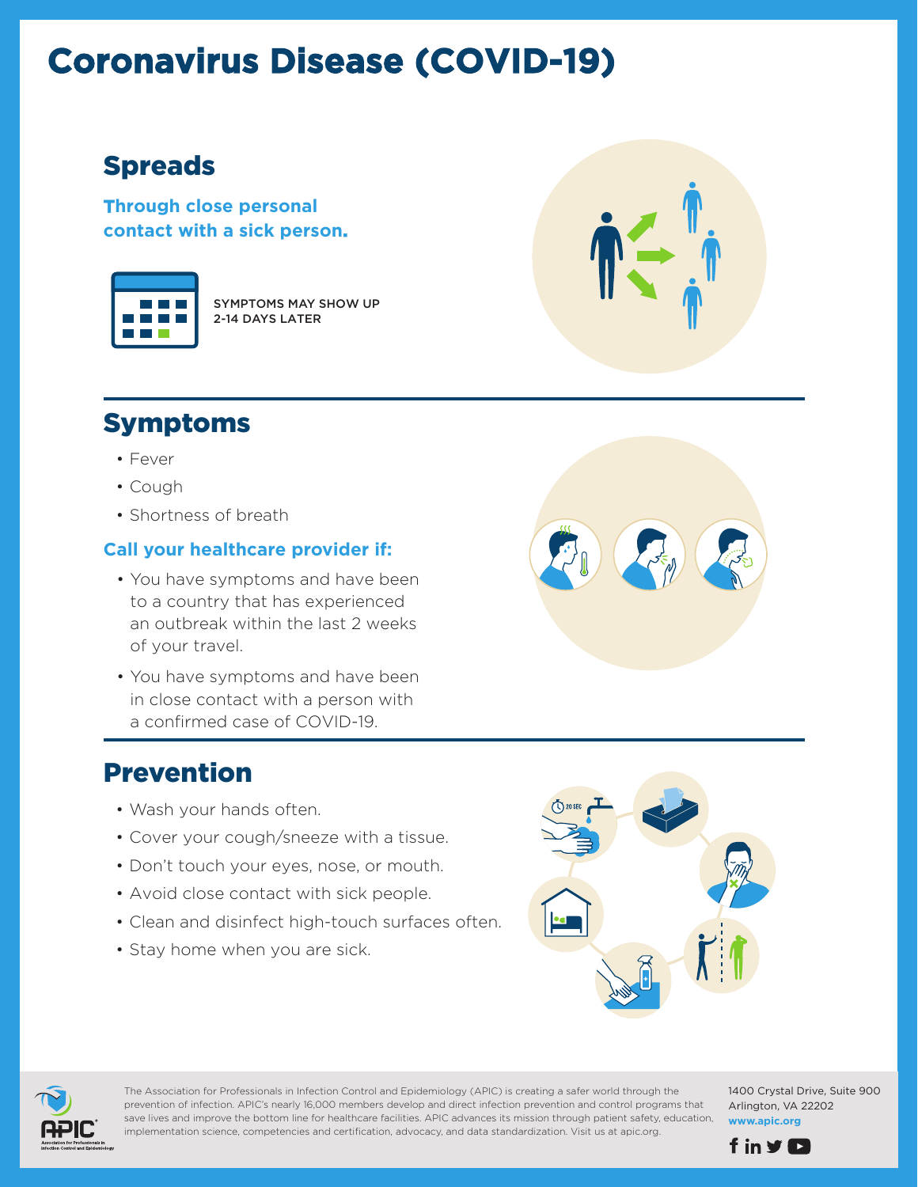# Coronavirus Disease (COVID-19)

## Spreads

**Through close personal contact with a sick person.**

SYMPTOMS MAY SHOW UP 2-14 DAYS LATER

## Symptoms

- Fever
- Cough
- Shortness of breath

### Call your healthcare provider if:

- You have symptoms and have been to a country that has experienced an outbreak within the last 2 weeks of your travel.
- You have symptoms and have been in close contact with a person with a confirmed case of COVID-19.

## Prevention

- Wash your hands often.
- Cover your cough/sneeze with a tissue.
- Don't touch your eyes, nose, or mouth.
- Avoid close contact with sick people.
- Clean and disinfect high-touch surfaces often.
- Stay home when you are sick.

20 SEC

---

The Association for Professionals in Infection Control and Epidemiology (APIC) is creating a safer world through the prevention of infection. APIC's nearly 16,000 members develop and direct infection prevention and control programs that save lives and improve the bottom line for healthcare facilities. APIC advances its mission through patient safety, education, implementation science, competencies and certification, advocacy, and data standardization. Visit us at apic.org.

1400 Crystal Drive, Suite 900
Arlington, VA 22202
**www.apic.org**